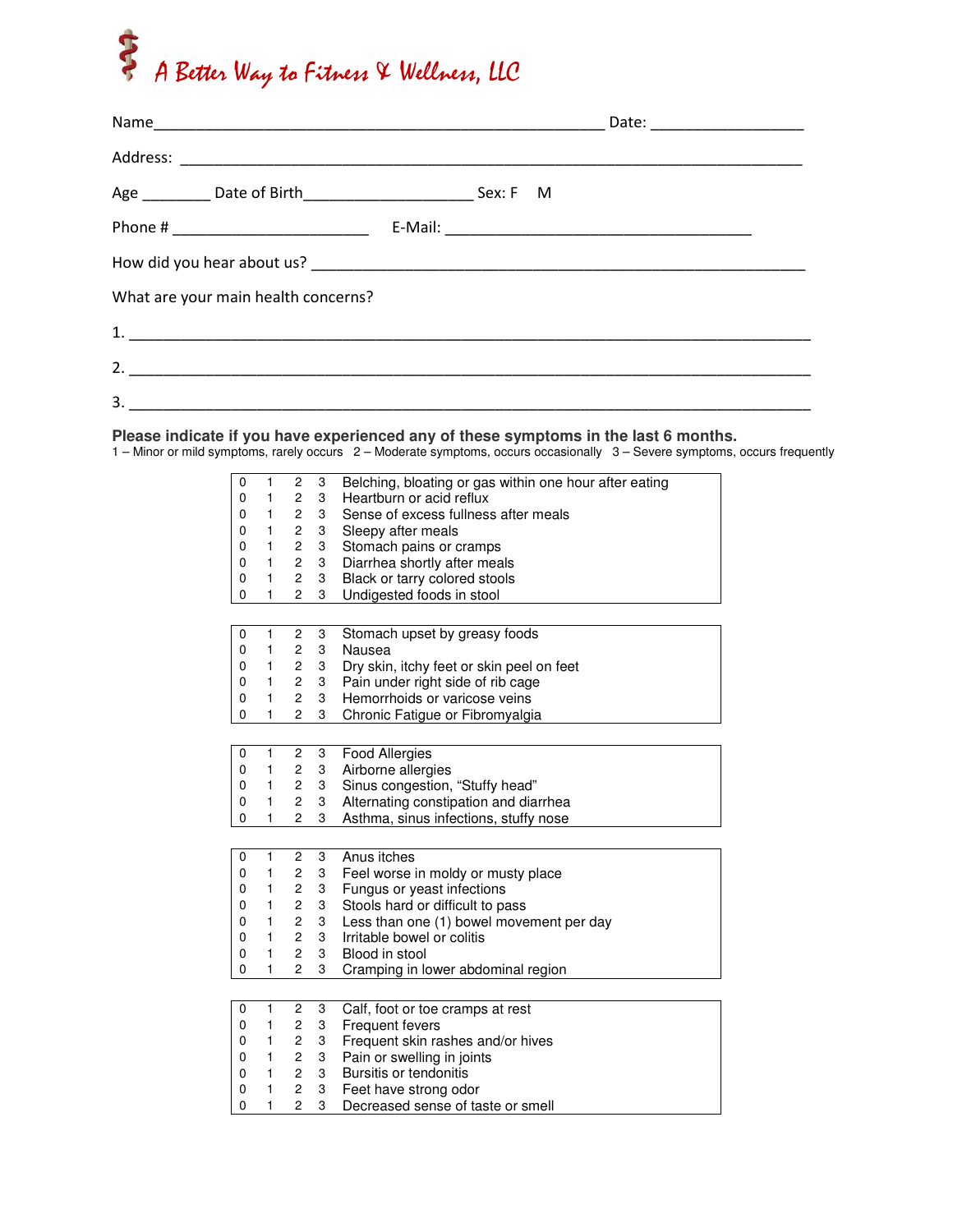# A Better Way to Fitness & Wellness, LLC

Name_______________________________________________________ Date: __________________

Address: ____________________________________________________________________________

Age ________ Date of Birth____________________ Sex: F M

Phone # ________________________ E-Mail: _____________________________________

How did you hear about us? _____________________________________________________________

What are your main health concerns?

1. ____________________________________________________________________________________

2. ____________________________________________________________________________________

3. ____________________________________________________________________________________

**Please indicate if you have experienced any of these symptoms in the last 6 months.**

1 – Minor or mild symptoms, rarely occurs 2 – Moderate symptoms, occurs occasionally 3 – Severe symptoms, occurs frequently

| | | | | |
|---|---|---|---|---|
| 0 | 1 | 2 | 3 | Belching, bloating or gas within one hour after eating |
| 0 | 1 | 2 | 3 | Heartburn or acid reflux |
| 0 | 1 | 2 | 3 | Sense of excess fullness after meals |
| 0 | 1 | 2 | 3 | Sleepy after meals |
| 0 | 1 | 2 | 3 | Stomach pains or cramps |
| 0 | 1 | 2 | 3 | Diarrhea shortly after meals |
| 0 | 1 | 2 | 3 | Black or tarry colored stools |
| 0 | 1 | 2 | 3 | Undigested foods in stool |

| | | | | |
|---|---|---|---|---|
| 0 | 1 | 2 | 3 | Stomach upset by greasy foods |
| 0 | 1 | 2 | 3 | Nausea |
| 0 | 1 | 2 | 3 | Dry skin, itchy feet or skin peel on feet |
| 0 | 1 | 2 | 3 | Pain under right side of rib cage |
| 0 | 1 | 2 | 3 | Hemorrhoids or varicose veins |
| 0 | 1 | 2 | 3 | Chronic Fatigue or Fibromyalgia |

| | | | | |
|---|---|---|---|---|
| 0 | 1 | 2 | 3 | Food Allergies |
| 0 | 1 | 2 | 3 | Airborne allergies |
| 0 | 1 | 2 | 3 | Sinus congestion, "Stuffy head" |
| 0 | 1 | 2 | 3 | Alternating constipation and diarrhea |
| 0 | 1 | 2 | 3 | Asthma, sinus infections, stuffy nose |

| | | | | |
|---|---|---|---|---|
| 0 | 1 | 2 | 3 | Anus itches |
| 0 | 1 | 2 | 3 | Feel worse in moldy or musty place |
| 0 | 1 | 2 | 3 | Fungus or yeast infections |
| 0 | 1 | 2 | 3 | Stools hard or difficult to pass |
| 0 | 1 | 2 | 3 | Less than one (1) bowel movement per day |
| 0 | 1 | 2 | 3 | Irritable bowel or colitis |
| 0 | 1 | 2 | 3 | Blood in stool |
| 0 | 1 | 2 | 3 | Cramping in lower abdominal region |

| | | | | |
|---|---|---|---|---|
| 0 | 1 | 2 | 3 | Calf, foot or toe cramps at rest |
| 0 | 1 | 2 | 3 | Frequent fevers |
| 0 | 1 | 2 | 3 | Frequent skin rashes and/or hives |
| 0 | 1 | 2 | 3 | Pain or swelling in joints |
| 0 | 1 | 2 | 3 | Bursitis or tendonitis |
| 0 | 1 | 2 | 3 | Feet have strong odor |
| 0 | 1 | 2 | 3 | Decreased sense of taste or smell |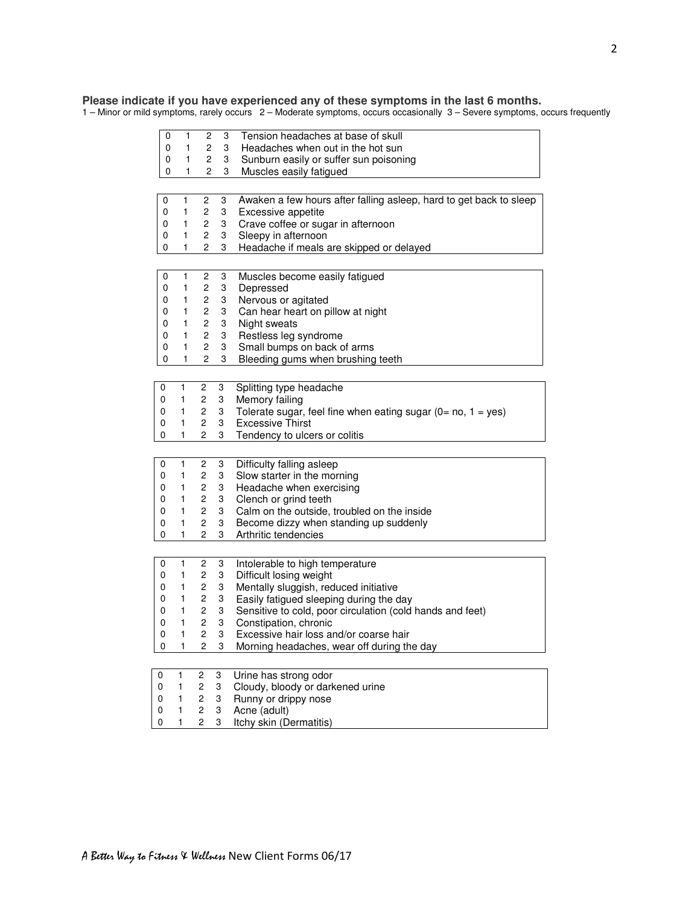**Please indicate if you have experienced any of these symptoms in the last 6 months.**

1 – Minor or mild symptoms, rarely occurs 2 – Moderate symptoms, occurs occasionally 3 – Severe symptoms, occurs frequently

| | | | | |
|---|---|---|---|---|
| 0 | 1 | 2 | 3 | Tension headaches at base of skull |
| 0 | 1 | 2 | 3 | Headaches when out in the hot sun |
| 0 | 1 | 2 | 3 | Sunburn easily or suffer sun poisoning |
| 0 | 1 | 2 | 3 | Muscles easily fatigued |

| | | | | |
|---|---|---|---|---|
| 0 | 1 | 2 | 3 | Awaken a few hours after falling asleep, hard to get back to sleep |
| 0 | 1 | 2 | 3 | Excessive appetite |
| 0 | 1 | 2 | 3 | Crave coffee or sugar in afternoon |
| 0 | 1 | 2 | 3 | Sleepy in afternoon |
| 0 | 1 | 2 | 3 | Headache if meals are skipped or delayed |

| | | | | |
|---|---|---|---|---|
| 0 | 1 | 2 | 3 | Muscles become easily fatigued |
| 0 | 1 | 2 | 3 | Depressed |
| 0 | 1 | 2 | 3 | Nervous or agitated |
| 0 | 1 | 2 | 3 | Can hear heart on pillow at night |
| 0 | 1 | 2 | 3 | Night sweats |
| 0 | 1 | 2 | 3 | Restless leg syndrome |
| 0 | 1 | 2 | 3 | Small bumps on back of arms |
| 0 | 1 | 2 | 3 | Bleeding gums when brushing teeth |

| | | | | |
|---|---|---|---|---|
| 0 | 1 | 2 | 3 | Splitting type headache |
| 0 | 1 | 2 | 3 | Memory failing |
| 0 | 1 | 2 | 3 | Tolerate sugar, feel fine when eating sugar (0= no, 1 = yes) |
| 0 | 1 | 2 | 3 | Excessive Thirst |
| 0 | 1 | 2 | 3 | Tendency to ulcers or colitis |

| | | | | |
|---|---|---|---|---|
| 0 | 1 | 2 | 3 | Difficulty falling asleep |
| 0 | 1 | 2 | 3 | Slow starter in the morning |
| 0 | 1 | 2 | 3 | Headache when exercising |
| 0 | 1 | 2 | 3 | Clench or grind teeth |
| 0 | 1 | 2 | 3 | Calm on the outside, troubled on the inside |
| 0 | 1 | 2 | 3 | Become dizzy when standing up suddenly |
| 0 | 1 | 2 | 3 | Arthritic tendencies |

| | | | | |
|---|---|---|---|---|
| 0 | 1 | 2 | 3 | Intolerable to high temperature |
| 0 | 1 | 2 | 3 | Difficult losing weight |
| 0 | 1 | 2 | 3 | Mentally sluggish, reduced initiative |
| 0 | 1 | 2 | 3 | Easily fatigued sleeping during the day |
| 0 | 1 | 2 | 3 | Sensitive to cold, poor circulation (cold hands and feet) |
| 0 | 1 | 2 | 3 | Constipation, chronic |
| 0 | 1 | 2 | 3 | Excessive hair loss and/or coarse hair |
| 0 | 1 | 2 | 3 | Morning headaches, wear off during the day |

| | | | | |
|---|---|---|---|---|
| 0 | 1 | 2 | 3 | Urine has strong odor |
| 0 | 1 | 2 | 3 | Cloudy, bloody or darkened urine |
| 0 | 1 | 2 | 3 | Runny or drippy nose |
| 0 | 1 | 2 | 3 | Acne (adult) |
| 0 | 1 | 2 | 3 | Itchy skin (Dermatitis) |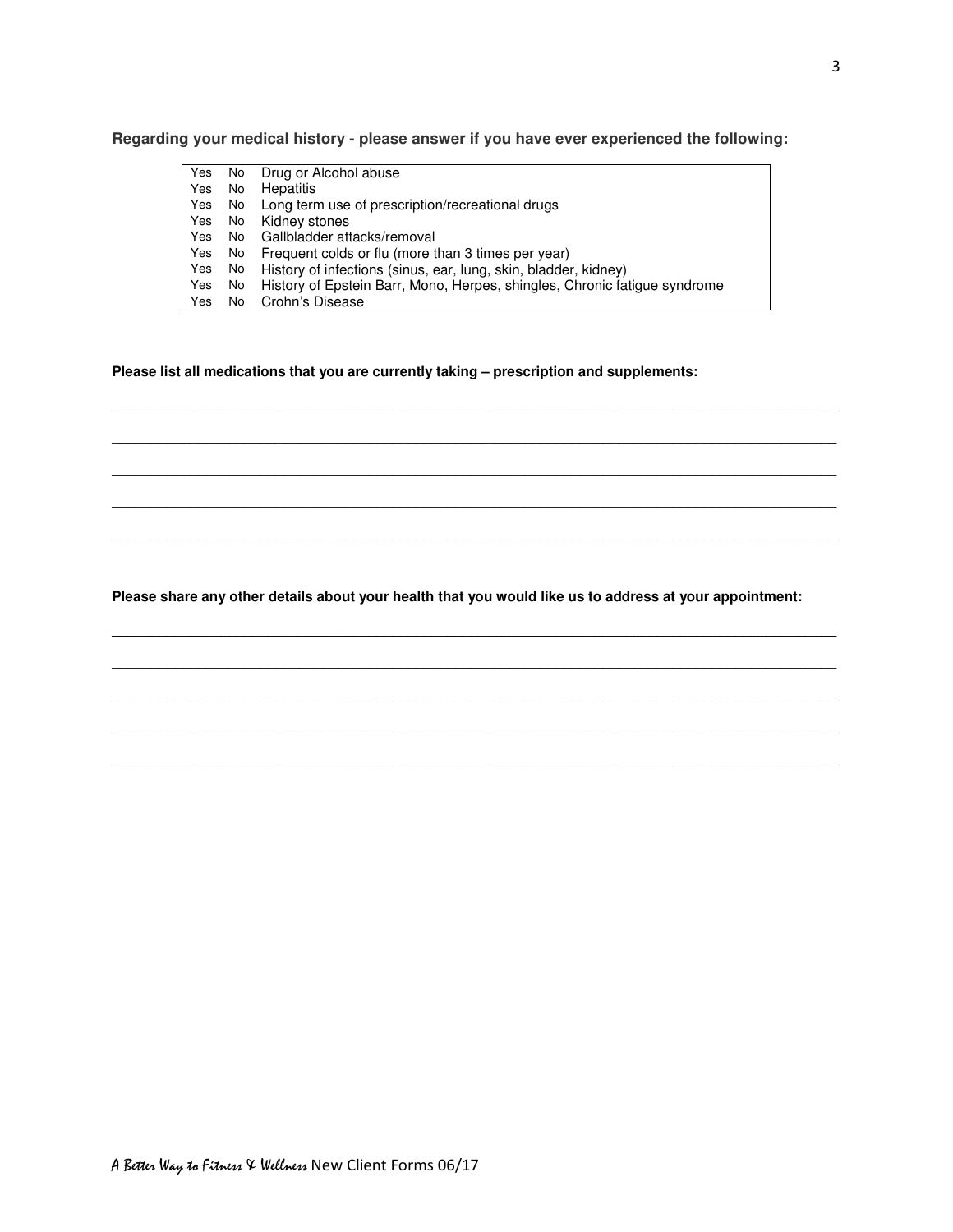**Regarding your medical history - please answer if you have ever experienced the following:**

| | | |
|---|---|---|
| Yes | No | Drug or Alcohol abuse |
| Yes | No | Hepatitis |
| Yes | No | Long term use of prescription/recreational drugs |
| Yes | No | Kidney stones |
| Yes | No | Gallbladder attacks/removal |
| Yes | No | Frequent colds or flu (more than 3 times per year) |
| Yes | No | History of infections (sinus, ear, lung, skin, bladder, kidney) |
| Yes | No | History of Epstein Barr, Mono, Herpes, shingles, Chronic fatigue syndrome |
| Yes | No | Crohn's Disease |

**Please list all medications that you are currently taking – prescription and supplements:**

\_\_\_\_\_\_\_\_\_\_\_\_\_\_\_\_\_\_\_\_\_\_\_\_\_\_\_\_\_\_\_\_\_\_\_\_\_\_\_\_\_\_\_\_\_\_\_\_\_\_\_\_\_\_\_\_\_\_\_\_\_\_\_\_\_\_\_\_\_\_\_\_\_\_\_\_\_\_

\_\_\_\_\_\_\_\_\_\_\_\_\_\_\_\_\_\_\_\_\_\_\_\_\_\_\_\_\_\_\_\_\_\_\_\_\_\_\_\_\_\_\_\_\_\_\_\_\_\_\_\_\_\_\_\_\_\_\_\_\_\_\_\_\_\_\_\_\_\_\_\_\_\_\_\_\_\_

\_\_\_\_\_\_\_\_\_\_\_\_\_\_\_\_\_\_\_\_\_\_\_\_\_\_\_\_\_\_\_\_\_\_\_\_\_\_\_\_\_\_\_\_\_\_\_\_\_\_\_\_\_\_\_\_\_\_\_\_\_\_\_\_\_\_\_\_\_\_\_\_\_\_\_\_\_\_

\_\_\_\_\_\_\_\_\_\_\_\_\_\_\_\_\_\_\_\_\_\_\_\_\_\_\_\_\_\_\_\_\_\_\_\_\_\_\_\_\_\_\_\_\_\_\_\_\_\_\_\_\_\_\_\_\_\_\_\_\_\_\_\_\_\_\_\_\_\_\_\_\_\_\_\_\_\_

\_\_\_\_\_\_\_\_\_\_\_\_\_\_\_\_\_\_\_\_\_\_\_\_\_\_\_\_\_\_\_\_\_\_\_\_\_\_\_\_\_\_\_\_\_\_\_\_\_\_\_\_\_\_\_\_\_\_\_\_\_\_\_\_\_\_\_\_\_\_\_\_\_\_\_\_\_\_

**Please share any other details about your health that you would like us to address at your appointment:**

\_\_\_\_\_\_\_\_\_\_\_\_\_\_\_\_\_\_\_\_\_\_\_\_\_\_\_\_\_\_\_\_\_\_\_\_\_\_\_\_\_\_\_\_\_\_\_\_\_\_\_\_\_\_\_\_\_\_\_\_\_\_\_\_\_\_\_\_\_\_\_\_\_\_\_\_\_\_

\_\_\_\_\_\_\_\_\_\_\_\_\_\_\_\_\_\_\_\_\_\_\_\_\_\_\_\_\_\_\_\_\_\_\_\_\_\_\_\_\_\_\_\_\_\_\_\_\_\_\_\_\_\_\_\_\_\_\_\_\_\_\_\_\_\_\_\_\_\_\_\_\_\_\_\_\_\_

\_\_\_\_\_\_\_\_\_\_\_\_\_\_\_\_\_\_\_\_\_\_\_\_\_\_\_\_\_\_\_\_\_\_\_\_\_\_\_\_\_\_\_\_\_\_\_\_\_\_\_\_\_\_\_\_\_\_\_\_\_\_\_\_\_\_\_\_\_\_\_\_\_\_\_\_\_\_

\_\_\_\_\_\_\_\_\_\_\_\_\_\_\_\_\_\_\_\_\_\_\_\_\_\_\_\_\_\_\_\_\_\_\_\_\_\_\_\_\_\_\_\_\_\_\_\_\_\_\_\_\_\_\_\_\_\_\_\_\_\_\_\_\_\_\_\_\_\_\_\_\_\_\_\_\_\_

\_\_\_\_\_\_\_\_\_\_\_\_\_\_\_\_\_\_\_\_\_\_\_\_\_\_\_\_\_\_\_\_\_\_\_\_\_\_\_\_\_\_\_\_\_\_\_\_\_\_\_\_\_\_\_\_\_\_\_\_\_\_\_\_\_\_\_\_\_\_\_\_\_\_\_\_\_\_